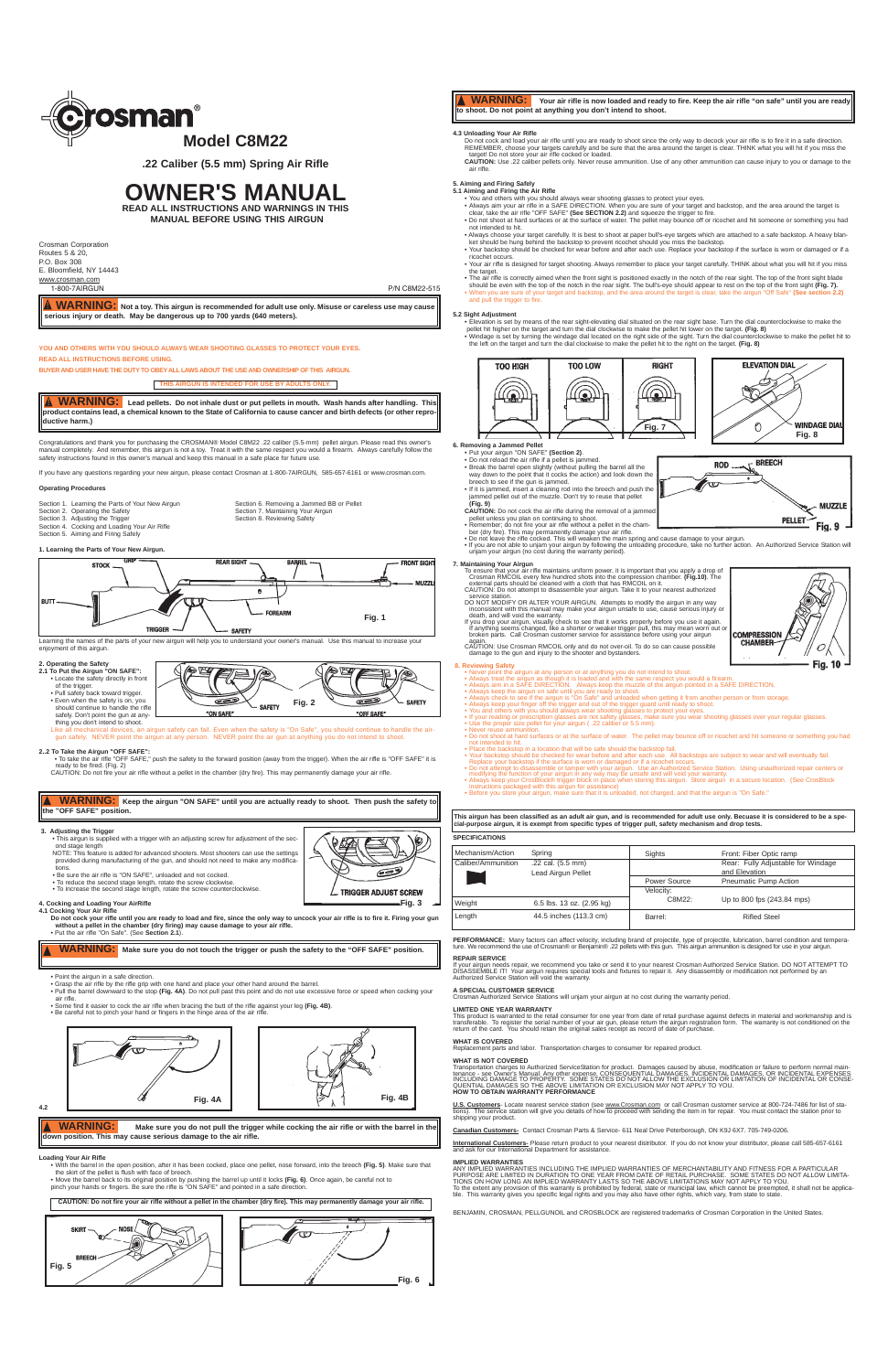# Crosman®

## Model C8M22

### .22 Caliber (5.5 mm) Spring Air Rifle

# OWNER'S MANUAL

**READ ALL INSTRUCTIONS AND WARNINGS IN THIS MANUAL BEFORE USING THIS AIRGUN**

Crosman Corporation
Routes 5 & 20,
P.O. Box 308
E. Bloomfield, NY 14443
www.crosman.com
1-800-7AIRGUN

P/N C8M22-515

**WARNING: Not a toy. This airgun is recommended for adult use only. Misuse or careless use may cause serious injury or death. May be dangerous up to 700 yards (640 meters).**

YOU AND OTHERS WITH YOU SHOULD ALWAYS WEAR SHOOTING GLASSES TO PROTECT YOUR EYES.

READ ALL INSTRUCTIONS BEFORE USING.

BUYER AND USER HAVE THE DUTY TO OBEY ALL LAWS ABOUT THE USE AND OWNERSHIP OF THIS AIRGUN.

THIS AIRGUN IS INTENDED FOR USE BY ADULTS ONLY.

**WARNING: Lead pellets. Do not inhale dust or put pellets in mouth. Wash hands after handling. This product contains lead, a chemical known to the State of California to cause cancer and birth defects (or other reproductive harm.)**

Congratulations and thank you for purchasing the CROSMAN® Model C8M22 .22 caliber (5.5-mm) pellet airgun. Please read this owner's manual completely. And remember, this airgun is not a toy. Treat it with the same respect you would a firearm. Always carefully follow the safety instructions found in this owner's manual and keep this manual in a safe place for future use.

If you have any questions regarding your new airgun, please contact Crosman at 1-800-7AIRGUN, 585-657-6161 or www.crosman.com.

**Operating Procedures**

Section 1. Learning the Parts of Your New Airgun
Section 2. Operating the Safety
Section 3. Adjusting the Trigger
Section 4. Cocking and Loading Your Air Rifle
Section 5. Aiming and Firing Safely
Section 6. Removing a Jammed BB or Pellet
Section 7. Maintaining Your Airgun
Section 8. Reviewing Safety

**1. Learning the Parts of Your New Airgun.**

STOCK, GRIP, REAR SIGHT, BARREL, FRONT SIGHT, MUZZLE, BUTT, FOREARM, TRIGGER, SAFETY

Fig. 1

Learning the names of the parts of your new airgun will help you to understand your owner's manual. Use this manual to increase your enjoyment of this airgun.

**2. Operating the Safety**

**2.1 To Put the Airgun "ON SAFE":**

- Locate the safety directly in front of the trigger.
- Pull safety back toward trigger.
- Even when the safety is on, you should continue to handle the rifle safely. Don't point the gun at anything you don't intend to shoot.

"ON SAFE" SAFETY Fig. 2 "OFF SAFE" SAFETY

Like all mechanical devices, an airgun safety can fail. Even when the safety is "On Safe", you should continue to handle the airgun safely. NEVER point the airgun at any person. NEVER point the air gun at anything you do not intend to shoot.

**2..2 To Take the Airgun "OFF SAFE":**

- To take the air rifle "OFF SAFE," push the safety to the forward position (away from the trigger). When the air rifle is "OFF SAFE" it is ready to be fired. (Fig. 2)

CAUTION: Do not fire your air rifle without a pellet in the chamber (dry fire). This may permanently damage your air rifle.

**WARNING: Keep the airgun "ON SAFE" until you are actually ready to shoot. Then push the safety to the "OFF SAFE" position.**

**3. Adjusting the Trigger**

- This airgun is supplied with a trigger with an adjusting screw for adjustment of the second stage length

NOTE: This feature is added for advanced shooters. Most shooters can use the settings provided during manufacturing of the gun, and should not need to make any modifications.

- Be sure the air rifle is "ON SAFE", unloaded and not cocked.
- To reduce the second stage length, rotate the screw clockwise.
- To increase the second stage length, rotate the screw counterclockwise.

TRIGGER ADJUST SCREW
Fig. 3

**4. Cocking and Loading Your AirRifle**

**4.1 Cocking Your Air Rifle**

**Do not cock your rifle until you are ready to load and fire, since the only way to uncock your air rifle is to fire it. Firing your gun without a pellet in the chamber (dry firing) may cause damage to the air rifle.**

- Put the air rifle "On Safe". (See **Section 2.1**).

**WARNING: Make sure you do not touch the trigger or push the safety to the "OFF SAFE" position.**

- Point the airgun in a safe direction.
- Grasp the air rifle by the rifle grip with one hand and place your other hand around the barrel.
- Pull the barrel downward to the stop **(Fig. 4A)**. Do not pull past this point and do not use excessive force or speed when cocking your air rifle.
- Some find it easier to cock the air rifle when bracing the butt of the rifle against your leg **(Fig. 4B)**.
- Be careful not to pinch your hand or fingers in the hinge area of the air rifle.

Fig. 4A

Fig. 4B

4.2

**WARNING: Make sure you do not pull the trigger while cocking the air rifle or with the barrel in the down position. This may cause serious damage to the air rifle.**

**Loading Your Air Rifle**

- With the barrel in the open position, after it has been cocked, place one pellet, nose forward, into the breech **(Fig. 5)**. Make sure that the skirt of the pellet is flush with face of breech.
- Move the barrel back to its original position by pushing the barrel up until it locks **(Fig. 6)**. Once again, be careful not to pinch your hands or fingers. Be sure the rifle is "ON SAFE" and pointed in a safe direction.

**CAUTION: Do not fire your air rifle without a pellet in the chamber (dry fire). This may permanently damage your air rifle.**

SKIRT, NOSE, BREECH
Fig. 5

Fig. 6

**WARNING: Your air rifle is now loaded and ready to fire. Keep the air rifle "on safe" until you are ready to shoot. Do not point at anything you don't intend to shoot.**

**4.3 Unloading Your Air Rifle**

Do not cock and load your air rifle until you are ready to shoot since the only way to decock your air rifle is to fire it in a safe direction. REMEMBER, choose your targets carefully and be sure that the area around the target is clear. THINK what you will hit if you miss the target! Do not store your air rifle cocked or loaded.

**CAUTION:** Use .22 caliber pellets only. Never reuse ammunition. Use of any other ammunition can cause injury to you or damage to the air rifle.

**5. Aiming and Firing Safely**

**5.1 Aiming and Firing the Air Rifle**

- You and others with you should always wear shooting glasses to protect your eyes.
- Always aim your air rifle in a SAFE DIRECTION. When you are sure of your target and backstop, and the area around the target is clear, take the air rifle "OFF SAFE" **(See SECTION 2.2)** and squeeze the trigger to fire.
- Do not shoot at hard surfaces or at the surface of water. The pellet may bounce off or ricochet and hit someone or something you had not intended to hit.
- Always choose your target carefully. It is best to shoot at paper bull's-eye targets which are attached to a safe backstop. A heavy blanket should be hung behind the backstop to prevent ricochet should you miss the backstop.
- Your backstop should be checked for wear before and after each use. Replace your backstop if the surface is worn or damaged or if a ricochet occurs.
- Your air rifle is designed for target shooting. Always remember to place your target carefully. THINK about what you will hit if you miss the target.
- The air rifle is correctly aimed when the front sight is positioned exactly in the notch of the rear sight. The top of the front sight blade should be even with the top of the notch in the rear sight. The bull's-eye should appear to rest on the top of the front sight **(Fig. 7)**.
- When you are sure of your target and backstop, and the area around the target is clear, take the airgun "Off Safe" **(See section 2.2)** and pull the trigger to fire.

**5.2 Sight Adjustment**

- Elevation is set by means of the rear sight-elevating dial situated on the rear sight base. Turn the dial counterclockwise to make the pellet hit higher on the target and turn the dial clockwise to make the pellet hit lower on the target. **(Fig. 8)**
- Windage is set by turning the windage dial located on the right side of the sight. Turn the dial counterclockwise to make the pellet hit to the left on the target and turn the dial clockwise to make the pellet hit to the right on the target. **(Fig. 8)**

TOO HIGH, TOO LOW, RIGHT
Fig. 7

ELEVATION DIAL, WINDAGE DIAL
Fig. 8

**6. Removing a Jammed Pellet**

- Put your airgun "ON SAFE" **(Section 2)**.
- Do not reload the air rifle if a pellet is jammed.
- Break the barrel open slightly (without pulling the barrel all the way down to the point that it cocks the action) and look down the breech to see if the gun is jammed.
- If it is jammed, insert a cleaning rod into the breech and push the jammed pellet out of the muzzle. Don't try to reuse that pellet **(Fig. 9)**.

**CAUTION:** Do not cock the air rifle during the removal of a jammed pellet unless you plan on continuing to shoot.

- Remember: do not fire your rifle without a pellet in the chamber (dry fire). This may permanently damage your air rifle.
- Do not leave the rifle cocked. This will weaken the main spring and cause damage to your airgun.
- If you are not able to unjam your airgun by following the unloading procedure, take no further action. An Authorized Service Station will unjam your airgun (no cost during the warranty period).

ROD, BREECH, MUZZLE, PELLET
Fig. 9

**7. Maintaining Your Airgun**

To ensure that your air rifle maintains uniform power, it is important that you apply a drop of Crosman RMCOIL every few hundred shots into the compression chamber. **(Fig.10)**. The external parts should be cleaned with a cloth that has RMCOIL on it.

CAUTION: Do not attempt to disassemble your airgun. Take it to your nearest authorized service station.

DO NOT MODIFY OR ALTER YOUR AIRGUN. Attempts to modify the airgun in any way inconsistent with this manual may make your airgun unsafe to use, cause serious injury or death, and will void the warranty.

If you drop your airgun, visually check to see that it works properly before you use it again. If anything seems changed, like a shorter or weaker trigger pull, this may mean worn out or broken parts. Call Crosman customer service for assistance before using your airgun again.

CAUTION: Use Crosman RMCOIL only and do not over-oil. To do so can cause possible damage to the gun and injury to the shooter and bystanders.

COMPRESSION CHAMBER
Fig. 10

**8. Reviewing Safety**

- Never point the airgun at any person or at anything you do not intend to shoot.
- Always treat the airgun as though it is loaded and with the same respect you would a firearm.
- Always aim in a SAFE DIRECTION. Always keep the muzzle of the airgun pointed in a SAFE DIRECTION.
- Always keep the airgun on safe until you are ready to shoot.
- Always check to see if the airgun is "On Safe" and unloaded when getting it from another person or from storage.
- Always keep your finger off the trigger and out of the trigger guard until ready to shoot.
- You and others with you should always wear shooting glasses to protect your eyes.
- If your reading or prescription glasses are not safety glasses, make sure you wear shooting glasses over your regular glasses.
- Use the proper size pellet for your airgun ( .22 caliber or 5.5 mm).
- Never reuse ammunition.
- Do not shoot at hard surfaces or at the surface of water. The pellet may bounce off or ricochet and hit someone or something you had not intended to hit.
- Place the backstop in a location that will be safe should the backstop fail.
- Your backstop should be checked for wear before and after each use. All backstops are subject to wear and will eventually fail. Replace your backstop if the surface is worn or damaged or if a ricochet occurs.
- Do not attempt to disassemble or tamper with your airgun. Use an Authorized Service Station. Using unauthorized repair centers or modifying the function of your airgun in any way may be unsafe and will void your warranty.
- Always keep your CrosBlock® trigger block in place when storing this airgun. Store airgun in a secure location. (See CrosBlock instructions packaged with this airgun for assistance)
- Before you store your airgun, make sure that it is unloaded, not charged, and that the airgun is "On Safe."

**This airgun has been classified as an adult air gun, and is recommended for adult use only. Because it is considered to be a special-purpose airgun, it is exempt from specific types of trigger pull, safety mechanism and drop tests.**

**SPECIFICATIONS**

| Mechanism/Action | Spring | Sights | Front: Fiber Optic ramp |
|---|---|---|---|
| Caliber/Ammunition | .22 cal. (5.5 mm) Lead Airgun Pellet | | Rear: Fully Adjustable for Windage and Elevation |
| | | Power Source | Pneumatic Pump Action |
| | | Velocity: C8M22: | Up to 800 fps (243.84 mps) |
| Weight | 6.5 lbs. 13 oz. (2.95 kg) | | |
| Length | 44.5 inches (113.3 cm) | Barrel: | Rifled Steel |

**PERFORMANCE:** Many factors can affect velocity, including brand of projectile, type of projectile, lubrication, barrel condition and temperature. We recommend the use of Crosman® or Benjamin® .22 pellets with this gun. This airgun ammunition is designed for use in your airgun.

**REPAIR SERVICE**

If your airgun needs repair, we recommend you take or send it to your nearest Crosman Authorized Service Station. DO NOT ATTEMPT TO DISASSEMBLE IT! Your airgun requires special tools and fixtures to repair it. Any disassembly or modification not performed by an Authorized Service Station will void the warranty.

**A SPECIAL CUSTOMER SERVICE**

Crosman Authorized Service Stations will unjam your airgun at no cost during the warranty period.

**LIMITED ONE YEAR WARRANTY**

This product is warranted to the retail consumer for one year from date of retail purchase against defects in material and workmanship and is transferable. To register the serial number of your air gun, please return the airgun registration form. The warranty is not conditioned on the return of the card. You should retain the original sales receipt as record of date of purchase.

**WHAT IS COVERED**

Replacement parts and labor. Transportation charges to consumer for repaired product.

**WHAT IS NOT COVERED**

Transportation charges to Authorized ServiceStation for product. Damages caused by abuse, modification or failure to perform normal maintenance - see Owner's Manual. Any other expense. CONSEQUENTIAL DAMAGES, INCIDENTAL DAMAGES, OR INCIDENTAL EXPENSES INCLUDING DAMAGE TO PROPERTY. SOME STATES DO NOT ALLOW THE EXCLUSION OR LIMITATION OF INCIDENTAL OR CONSEQUENTIAL DAMAGES SO THE ABOVE LIMITATION OR EXCLUSION MAY NOT APPLY TO YOU.

**HOW TO OBTAIN WARRANTY PERFORMANCE**

**U.S. Customers**- Locate nearest service station (see www.Crosman.com or call Crosman customer service at 800-724-7486 for list of stations). The service station will give you details of how to proceed with sending the item in for repair. You must contact the station prior to shipping your product.

**Canadian Customers**- Contact Crosman Parts & Service- 611 Neal Drive Peterborough, ON K9J 6X7. 705-749-0206.

**International Customers**- Please return product to your nearest distributor. If you do not know your distributor, please call 585-657-6161 and ask for our International Department for assistance.

**IMPLIED WARRANTIES**

ANY IMPLIED WARRANTIES INCLUDING THE IMPLIED WARRANTIES OF MERCHANTABILITY AND FITNESS FOR A PARTICULAR PURPOSE ARE LIMITED IN DURATION TO ONE YEAR FROM DATE OF RETAIL PURCHASE. SOME STATES DO NOT ALLOW LIMITATIONS ON HOW LONG AN IMPLIED WARRANTY LASTS SO THE ABOVE LIMITATIONS MAY NOT APPLY TO YOU.

To the extent any provision of this warranty is prohibited by federal, state or municipal law, which cannot be preempted, it shall not be applicable. This warranty gives you specific legal rights and you may also have other rights, which vary, from state to state.

BENJAMIN, CROSMAN, PELLGUNOIL and CROSBLOCK are registered trademarks of Crosman Corporation in the United States.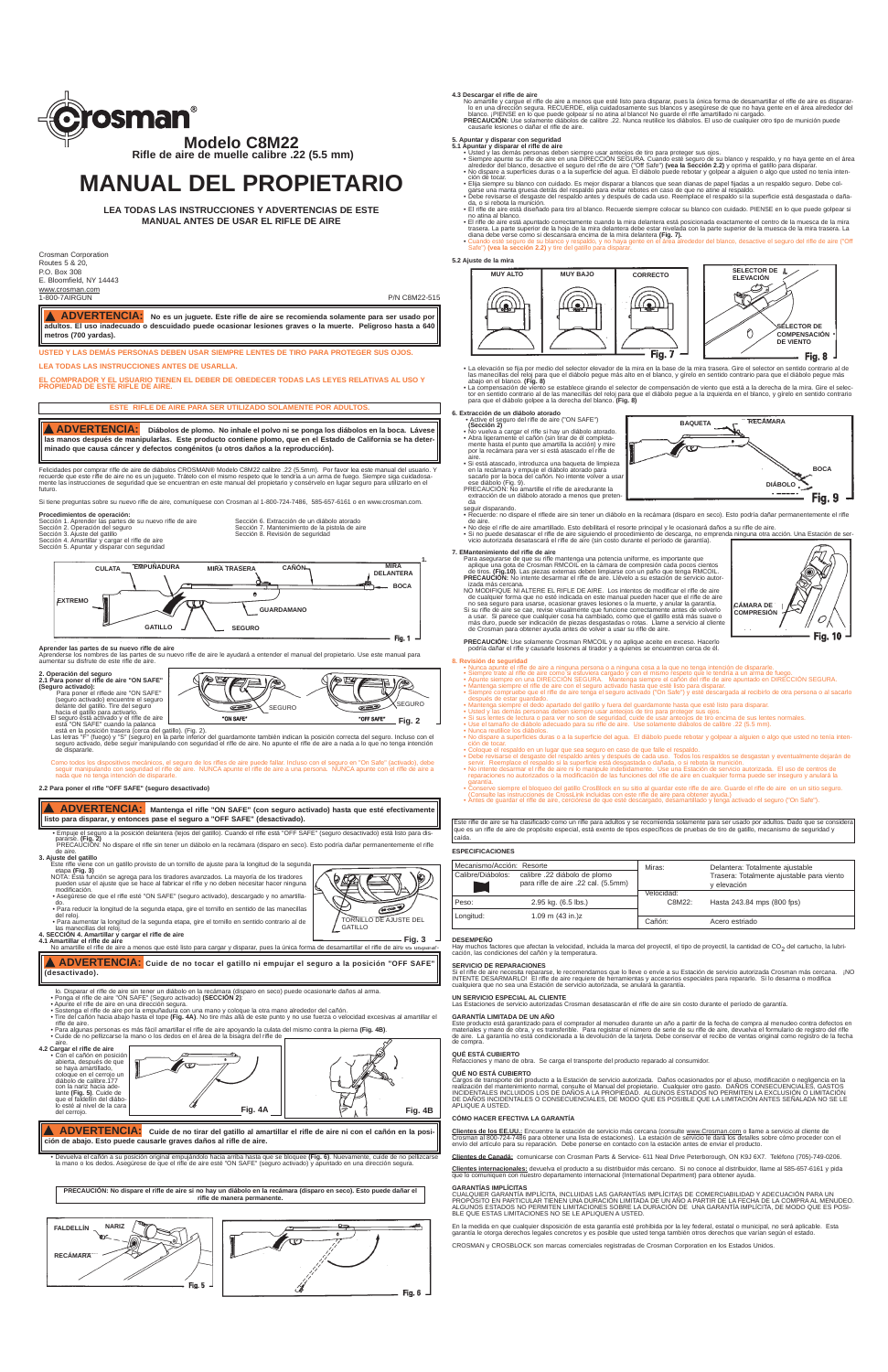# crosman®

## Modelo C8M22

**Rifle de aire de muelle calibre .22 (5.5 mm)**

# MANUAL DEL PROPIETARIO

**LEA TODAS LAS INSTRUCCIONES Y ADVERTENCIAS DE ESTE MANUAL ANTES DE USAR EL RIFLE DE AIRE**

Crosman Corporation
Routes 5 & 20,
P.O. Box 308
E. Bloomfield, NY 14443
www.crosman.com
1-800-7AIRGUN

P/N C8M22-515

**⚠ ADVERTENCIA: No es un juguete. Este rifle de aire se recomienda solamente para ser usado por adultos. El uso inadecuado o descuidado puede ocasionar lesiones graves o la muerte. Peligroso hasta a 640 metros (700 yardas).**

**USTED Y LAS DEMÁS PERSONAS DEBEN USAR SIEMPRE LENTES DE TIRO PARA PROTEGER SUS OJOS.**

**LEA TODAS LAS INSTRUCCIONES ANTES DE USARLA.**

**EL COMPRADOR Y EL USUARIO TIENEN EL DEBER DE OBEDECER TODAS LAS LEYES RELATIVAS AL USO Y PROPIEDAD DE ESTE RIFLE DE AIRE.**

**ESTE RIFLE DE AIRE PARA SER UTILIZADO SOLAMENTE POR ADULTOS.**

**⚠ ADVERTENCIA: Diábolos de plomo. No inhale el polvo ni se ponga los diábolos en la boca. Lávese las manos después de manipularlas. Este producto contiene plomo, que en el Estado de California se ha determinado que causa cáncer y defectos congénitos (u otros daños a la reproducción).**

Felicidades por comprar rifle de aire de diábolos CROSMAN® Modelo C8M22 calibre .22 (5.5mm). Por favor lea este manual del usuario. Y recuerde que este rifle de aire no es un juguete. Trátelo con el mismo respeto que le tendría a un arma de fuego. Siempre siga cuidadosamente las instrucciones de seguridad que se encuentran en este manual del propietario y conserve en lugar seguro para utilizarlo en el futuro.

Si tiene preguntas sobre su nuevo rifle de aire, comuníquese con Crosman al 1-800-724-7486, 585-657-6161 o en www.crosman.com.

**Procedimientos de operación:**
Sección 1. Aprender las partes de su nuevo rifle de aire
Sección 2. Operación del seguro
Sección 3. Ajuste del gatillo
Sección 4. Amartillar y cargar el rifle de aire
Sección 5. Apuntar y disparar con seguridad
Sección 6. Extracción de un diábolo atorado
Sección 7. Mantenimiento de la pistola de aire
Sección 8. Revisión de seguridad

CULATA, EMPUÑADURA, MIRA TRASERA, CAÑÓN, MIRA DELANTERA, BOCA, EXTREMO, GUARDAMANO, GATILLO, SEGURO
Fig. 1

**Aprender las partes de su nuevo rifle de aire**
Aprenderse los nombres de las partes de su nuevo rifle de aire le ayudará a entender el manual del propietario. Use este manual para aumentar su disfrute de este rifle de aire.

**2. Operación del seguro**
**2.1 Para poner el rifle de aire "ON SAFE" (Seguro activado):**
Para poner el rifle de aire "ON SAFE" (seguro activado) encuentre el seguro delante del gatillo. Tire del seguro hacia el gatillo para activarlo.
El seguro está activado y el rifle de aire está "ON SAFE" cuando la palanca está en la posición trasera (cerca del gatillo). (Fig. 2)
Las letras "F" (fuego) y "S" (seguro) en la parte inferior del guardamonte también indican la posición correcta del seguro. Incluso con el seguro activado, debe seguir manipulando con seguridad el rifle de aire. No apunte el rifle de aire a nada a lo que no tenga intención de disparar.

SEGURO, "ON SAFE", SEGURO, "OFF SAFE"
Fig. 2

Como todos los dispositivos mecánicos, el seguro de los rifles de aire puede fallar. Incluso con el seguro en "On Safe" (activado), debe seguir manipulando con seguridad el rifle de aire. NUNCA apunte el rifle de aire a una persona. NUNCA apunte con el rifle de aire a nada que no tenga intención de disparar.

**2.2 Para poner el rifle "OFF SAFE" (seguro desactivado)**

**⚠ ADVERTENCIA: Mantenga el rifle "ON SAFE" (con seguro activado) hasta que esté efectivamente listo para disparar, y entonces pase el seguro a "OFF SAFE" (desactivado).**

- Empuje el seguro a la posición delantera (lejos del gatillo). Cuando el rifle está "OFF SAFE" (seguro desactivado) está listo para disparar. **(Fig. 2)**
  PRECAUCIÓN: No dispare el rifle sin tener un diábolo en la recámara (disparo en seco). Esto podría dañar permanentemente el rifle de aire.

**3. Ajuste del gatillo**
Este rifle viene con un gatillo provisto de un tornillo de ajuste para la longitud de la segunda etapa **(Fig. 3)**.
NOTA: Esta función se agrega para los tiradores avanzados. La mayoría de los tiradores pueden usar el ajuste que se hace al fabricar el rifle y no deben necesitar hacer ninguna modificación.
- Asegúrese de que el rifle esté "ON SAFE" (seguro activado), descargado y no amartillado.
- Para reducir la longitud de la segunda etapa, gire el tornillo en sentido de las manecillas del reloj.
- Para aumentar la longitud de la segunda etapa, gire el tornillo en sentido contrario al de las manecillas del reloj.

TORNILLO DE AJUSTE DEL GATILLO
Fig. 3

**4. SECCIÓN 4. Amartillar y cargar el rifle de aire**
**4.1 Amartillar el rifle de aire**
No amartille el rifle de aire a menos que esté listo para cargar y disparar, pues la única forma de desamartillar el rifle de aire es dispararlo.

**⚠ ADVERTENCIA: Cuide de no tocar el gatillo ni empujar el seguro a la posición "OFF SAFE" (desactivado).**

lo. Disparar el rifle de aire sin tener un diábolo en la recámara (disparo en seco) puede ocasionarle daños al arma.
- Ponga el rifle de aire "ON SAFE" (Seguro activado) **(SECCIÓN 2)**.
- Apunte el rifle de aire en una dirección segura.
- Sostenga el rifle de aire por la empuñadura con una mano y coloque la otra mano alrededor del cañón.
- Tire del cañón hacia abajo hasta el tope **(Fig. 4A)**. No tire más allá de este punto y no use fuerza o velocidad excesivas al amartillar el rifle de aire.
- Para algunas personas es más fácil amartillar el rifle de aire apoyando la culata del mismo contra la pierna **(Fig. 4B)**.
- Cuide de no pellizcarse la mano o los dedos en el área de la bisagra del rifle de aire.

**4.2 Cargar el rifle de aire**
- Con el cañón en posición abierta, después de que se haya amartillado, coloque en el cerrojo un diábolo de calibre.177 con la nariz hacia adelante **(Fig. 5)**. Cuide de que el faldellín del diábolo esté al nivel de la cara del cerrojo.

Fig. 4A
Fig. 4B

**⚠ ADVERTENCIA: Cuide de no tirar del gatillo al amartillar el rifle de aire ni con el cañón en la posición de abajo. Esto puede causarle graves daños al rifle de aire.**

- Devuelva el cañón a su posición original empujándolo hacia arriba hasta que se bloquee **(Fig. 6)**. Nuevamente, cuide de no pellizcarse la mano o los dedos. Asegúrese de que el rifle de aire esté "ON SAFE" (seguro activado) y apuntando en una dirección segura.

**PRECAUCIÓN: No dispare el rifle de aire si no hay un diábolo en la recámara (disparo en seco). Esto puede dañar el rifle de manera permanente.**

FALDELLÍN, NARIZ, RECÁMARA
Fig. 5
Fig. 6

**4.3 Descargar el rifle de aire**
No amartille y cargue el rifle de aire a menos que esté listo para disparar, pues la única forma de desamartillar el rifle de aire es dispararlo en una dirección segura. RECUERDE, elija cuidadosamente sus blancos y asegúrese de que no haya gente en el área alrededor del blanco. ¡PIENSE en lo que puede golpear si no atina al blanco! No guarde el rifle amartillado ni cargado.
**PRECAUCIÓN:** Use solamente diábolos de calibre .22. Nunca reutilice los diábolos. El uso de cualquier otro tipo de munición puede causarle lesiones o dañar el rifle de aire.

**5. Apuntar y disparar con seguridad**
**5.1 Apuntar y disparar el rifle de aire**
- Usted y las demás personas deben siempre usar anteojos de tiro para proteger sus ojos.
- Siempre apunte su rifle de aire en una DIRECCIÓN SEGURA. Cuando esté seguro de su blanco y respaldo, y no haya gente en el área alrededor del blanco, desactive el seguro del rifle de aire ("Off Safe") **(vea la Sección 2.2)** y oprima el gatillo para disparar.
- No dispare a superficies duras o a la superficie del agua. El diábolo puede rebotar y golpear a alguien o algo que usted no tenía intención de tocar.
- Elija siempre su blanco con cuidado. Es mejor disparar a blancos que sean dianas de papel fijadas a un respaldo seguro. Debe colgarse una manta gruesa detrás del respaldo para evitar rebotes en caso de que no atine al respaldo.
- Debe revisarse el desgaste del respaldo antes y después de cada uso. Reemplace el respaldo si la superficie está desgastada o dañada, o si rebota la munición.
- El rifle de aire está diseñado para tiro al blanco. Recuerde siempre colocar su blanco con cuidado. PIENSE en lo que puede golpear si no atina al blanco.
- El rifle de aire está apuntado correctamente cuando la mira delantera está posicionada exactamente el centro de la muesca de la mira trasera. La parte superior de la hoja de la mira delantera debe estar nivelada con la parte superior de la muesca de la mira trasera. La diana debe verse como si descansara encima de la mira delantera **(Fig. 7)**.
- Cuando esté seguro de su blanco y respaldo, y no haya gente en el área alrededor del blanco, desactive el seguro del rifle de aire ("Off Safe") **(vea la sección 2.2)** y tire del gatillo para disparar.

**5.2 Ajuste de la mira**

MUY ALTO, MUY BAJO, CORRECTO
Fig. 7

SELECTOR DE ELEVACIÓN, SELECTOR DE COMPENSACIÓN DE VIENTO
Fig. 8

- La elevación se fija por medio del selector elevador de la mira en la base de la mira trasera. Gire el selector en sentido contrario al de las manecillas del reloj para que el diábolo pegue más alto en el blanco, y gírelo en sentido contrario para que el diábolo pegue más abajo en el blanco. **(Fig. 8)**
- La compensación de viento se establece girando el selector de compensación de viento que está a la derecha de la mira. Gire el selector en sentido de las manecillas del reloj para que el diábolo pegue a la izquierda en el blanco, y gírelo en sentido contrario para que el diábolo golpee a la derecha del blanco. **(Fig. 8)**

**6. Extracción de un diábolo atorado**
- Active el seguro del rifle de aire ("ON SAFE") **(Sección 2)**
- No vuelva a cargar el rifle si hay un diábolo atorado.
- Abra ligeramente el cañón (sin tirar de él completamente hasta el punto que amartilla la acción) y mire por la recámara para ver si está atascado el rifle de aire.
- Si está atascado, introduzca una baqueta de limpieza en la recámara y empuje el diábolo atorado para sacarlo por la boca del cañón. No intente volver a usar ese diábolo (Fig. 9).
  PRECAUCIÓN: No amartille el rifle de airedurante la extracción de un diábolo atorado a menos que pretenda seguir disparando.

BAQUETA, RECÁMARA, BOCA, DIÁBOLO
Fig. 9

- Recuerde: no dispare el rifle de aire sin tener un diábolo en la recámara (disparo en seco). Esto podría dañar permanentemente el rifle de aire.
- No deje el rifle de aire amartillado. Esto debilitará el resorte principal y le ocasionará daños a su rifle de aire.
- Si no puede desatascar el rifle de aire siguiendo el procedimiento de descarga, no emprenda ninguna otra acción. Una Estación de servicio autorizada desatascará el rifle de aire (sin costo durante el período de garantía).

**7. EMantenimiento del rifle de aire**
Para asegurarse de que su rifle mantenga una potencia uniforme, es importante que aplique una gota de Crosman RMCOIL en la cámara de compresión cada pocos cientos de tiros. **(Fig.10)**. Las piezas externas deben limpiarse con un paño que tenga RMCOIL.
**PRECAUCIÓN:** No intente desarmar el rifle de aire. Llévelo a su estación de servicio autorizada más cercana.
NO MODIFIQUE NI ALTERE EL RIFLE DE AIRE. Los intentos de modificar el rifle de aire de cualquier forma que no esté indicada en este manual pueden hacer que el rifle de aire no sea seguro para usarse, ocasionar graves lesiones o la muerte, y anular la garantía.
Si su rifle de aire se cae, revise visualmente que funcione correctamente antes de volverlo a usar. Si parece que cualquier cosa ha cambiado, como que el gatillo está más suave o más duro, puede ser indicación de piezas desgastadas o rotas. Llame a servicio al cliente de Crosman para obtener ayuda antes de volver a usar su rifle de aire.

CÁMARA DE COMPRESIÓN
Fig. 10

**PRECAUCIÓN:** Use solamente Crosman RMCOIL y no aplique aceite en exceso. Hacerlo podría dañar el rifle y causarle lesiones al tirador y a quienes se encuentren cerca de él.

**8. Revisión de seguridad**
- Nunca apunte el rifle de aire a ninguna persona o a ninguna cosa a la que no tenga intención de disparar.
- Siempre trate al rifle de aire como si estuviera cargado y con el mismo respeto que le tendría a un arma de fuego.
- Apunte siempre en una DIRECCIÓN SEGURA. Mantenga siempre el cañón del rifle de aire apuntado en DIRECCIÓN SEGURA.
- Mantenga siempre el rifle de aire con el seguro activado hasta que esté listo para disparar.
- Siempre compruebe que el rifle de aire tenga el seguro activado ("On Safe") y esté descargado al recibirlo de otra persona o al sacarlo después de estar guardado.
- Mantenga siempre el dedo apartado del gatillo y fuera del guardamonte hasta que esté listo para disparar.
- Usted y las demás personas deben siempre usar anteojos de tiro para proteger sus ojos.
- Si sus lentes de lectura o para ver no son de seguridad, cuide de usar anteojos de tiro encima de sus lentes normales.
- Use el tamaño de diábolo adecuado para su rifle de aire. Use solamente diábolos de calibre .22 (5.5 mm).
- Nunca reutilice los diábolos.
- No dispare a superficies duras o a la superficie del agua. El diábolo puede rebotar y golpear a alguien o algo que usted no tenía intención de tocar.
- Coloque el respaldo en un lugar que sea seguro en caso de que falle el respaldo.
- Debe revisarse el desgaste del respaldo antes y después de cada uso. Todos los respaldos se desgastan y eventualmente dejarán de servir. Reemplace el respaldo si la superficie está desgastada o dañada, o si rebota la munición.
- No intente desarmar el rifle de aire ni lo manipule indebidamente. Use una Estación de servicio autorizada. El uso de centros de reparaciones no autorizados o la modificación de las funciones del rifle de aire en cualquier forma puede ser inseguro y anulará la garantía.
- Conserve siempre el bloqueo del gatillo CrosBlock en su sitio al guardar este rifle de aire. Guarde el rifle de aire en un sitio seguro. (Consulte las instrucciones de CrossLink incluidas con este rifle de aire para obtener ayuda.)
- Antes de guardar el rifle de aire, cerciórese de que esté descargado, desamartillado y tenga activado el seguro ("On Safe").

Este rifle de aire se ha clasificado como un rifle para adultos y se recomienda solamente para ser usado por adultos. Dado que se considera que es un rifle de aire de propósito especial, está exento de tipos específicos de pruebas de tiro de caída, mecanismo de seguridad y caída.

**ESPECIFICACIONES**

| | | | |
|---|---|---|---|
| Mecanismo/Acción: Resorte | | Miras: | Delantera: Totalmente ajustable<br>Trasera: Totalmente ajustable para viento y elevación |
| Calibre/Diábolos: | calibre .22 diábolo de plomo<br>para rifle de aire .22 cal. (5.5mm) | | |
| | | Velocidad:<br>C8M22: | Hasta 243.84 mps (800 fps) |
| Peso: | 2.95 kg. (6.5 lbs.) | | |
| Longitud: | 1.09 m (43 in.)z | Cañón: | Acero estriado |

**DESEMPEÑO**
Hay muchos factores que afectan la velocidad, incluida la marca del proyectil, el tipo de proyectil, la cantidad de $CO_2$ del cartucho, la lubricación, las condiciones del cañón y la temperatura.

**SERVICIO DE REPARACIONES**
Si el rifle de aire necesita repararse, le recomendamos que lo lleve o envíe a su Estación de servicio autorizada Crosman más cercana. ¡NO INTENTE DESARMARLO! El rifle de aire requiere de herramientas y accesorios especiales para repararlo. Si lo desarma o modifica cualquiera que no sea una Estación de servicio autorizada, se anulará la garantía.

**UN SERVICIO ESPECIAL AL CLIENTE**
Las Estaciones de servicio autorizadas Crosman desatascarán el rifle de aire sin costo durante el período de garantía.

**GARANTÍA LIMITADA DE UN AÑO**
Este producto está garantizado para el comprador al menudeo durante un año a partir de la fecha de compra al menudeo contra defectos en materiales y mano de obra, y es transferible. Para registrar el número de serie de su rifle de aire, llévelo al formulario de registro del rifle de aire. La garantía no está condicionada a la devolución de la tarjeta. Debe conservar el recibo de ventas original como prueba de compra.

**QUÉ ESTÁ CUBIERTO**
Refacciones y mano de obra. Se carga el transporte del producto reparado al consumidor.

**QUÉ NO ESTÁ CUBIERTO**
Cargos de transporte del producto a la Estación de servicio autorizada. Daños ocasionados por el abuso, modificación o negligencia en la realización del mantenimiento normal, consulte el Manual del propietario. Cualquier otro gasto. DAÑOS CONSECUENCIALES, GASTOS INCIDENTALES INCLUIDOS LOS DE DAÑOS A LA PROPIEDAD. ALGUNOS ESTADOS NO PERMITEN LA EXCLUSIÓN O LIMITACIÓN DE DAÑOS INCIDENTALES O CONSECUENCIALES, DE MODO QUE ES POSIBLE QUE LA LIMITACIÓN ANTES SEÑALADA NO SE LE APLIQUE A USTED.

**CÓMO HACER EFECTIVA LA GARANTÍA**

Clientes de los EE.UU.: Encuentre la estación de servicio más cercana (consulte www.Crosman.com o llame a servicio al cliente de Crosman al 800-724-7486 para obtener una lista de estaciones). La estación de servicio le dará los detalles sobre cómo proceder con el envío del artículo para su reparación. Debe ponerse en contacto con la estación antes de enviar el producto.

Clientes de Canadá: comuníquese con Crosman Parts & Service- 611 Neal Drive Peterborough, ON K9J 6X7. Teléfono (705)-749-0206.

Clientes internacionales: devuelva el producto a su distribuidor más cercano. Si no conoce al distribuidor, llame al 585-657-6161 y pida que lo comuniquen con nuestro departamento internacional (International Department) para obtener ayuda.

**GARANTÍAS IMPLÍCITAS**
CUALQUIER GARANTÍA IMPLÍCITA, INCLUIDAS LAS GARANTÍAS IMPLÍCITAS DE COMERCIABILIDAD Y ADECUACIÓN PARA UN PROPÓSITO EN PARTICULAR TIENEN UNA DURACIÓN LIMITADA DE UN AÑO A PARTIR DE LA FECHA DE LA COMPRA AL MENUDEO. ALGUNOS ESTADOS NO PERMITEN LIMITACIONES SOBRE LA DURACIÓN DE UNA GARANTÍA IMPLÍCITA, DE MODO QUE ES POSIBLE QUE ESTAS LIMITACIONES NO SE LE APLIQUEN A USTED.

En la medida en que cualquier disposición de esta garantía esté prohibida por la ley federal, estatal o municipal, no será aplicable. Esta garantía le otorga derechos legales concretos y es posible que usted tenga también otros derechos que varían según el estado.

CROSMAN y CROSBLOCK son marcas comerciales registradas de Crosman Corporation en los Estados Unidos.